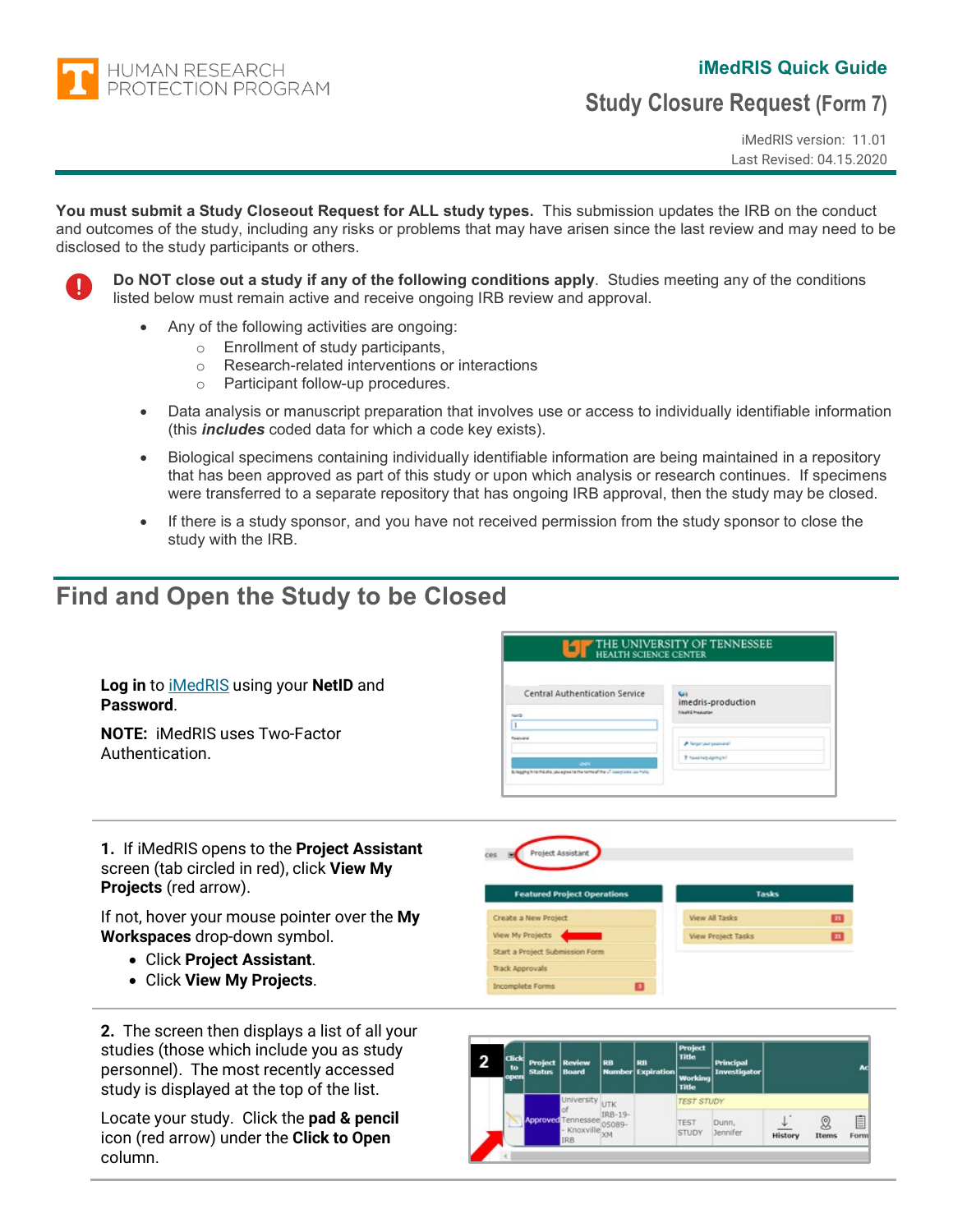HUMAN RESEARCH PROTECTION PROGRAM

**iMedRIS Quick Guide**

# Study Closure Request (Form 7)

iMedRIS version: 11.01
Last Revised: 04.15.2020

**You must submit a Study Closeout Request for ALL study types.** This submission updates the IRB on the conduct and outcomes of the study, including any risks or problems that may have arisen since the last review and may need to be disclosed to the study participants or others.

**Do NOT close out a study if any of the following conditions apply**. Studies meeting any of the conditions listed below must remain active and receive ongoing IRB review and approval.

- Any of the following activities are ongoing:
  - Enrollment of study participants,
  - Research-related interventions or interactions
  - Participant follow-up procedures.
- Data analysis or manuscript preparation that involves use or access to individually identifiable information (this ***includes*** coded data for which a code key exists).
- Biological specimens containing individually identifiable information are being maintained in a repository that has been approved as part of this study or upon which analysis or research continues. If specimens were transferred to a separate repository that has ongoing IRB approval, then the study may be closed.
- If there is a study sponsor, and you have not received permission from the study sponsor to close the study with the IRB.

## Find and Open the Study to be Closed

**Log in** to iMedRIS using your **NetID** and **Password**.

**NOTE:** iMedRIS uses Two-Factor Authentication.

**1.** If iMedRIS opens to the **Project Assistant** screen (tab circled in red), click **View My Projects** (red arrow).

If not, hover your mouse pointer over the **My Workspaces** drop-down symbol.

- Click **Project Assistant**.
- Click **View My Projects**.

**2.** The screen then displays a list of all your studies (those which include you as study personnel). The most recently accessed study is displayed at the top of the list.

Locate your study. Click the **pad & pencil** icon (red arrow) under the **Click to Open** column.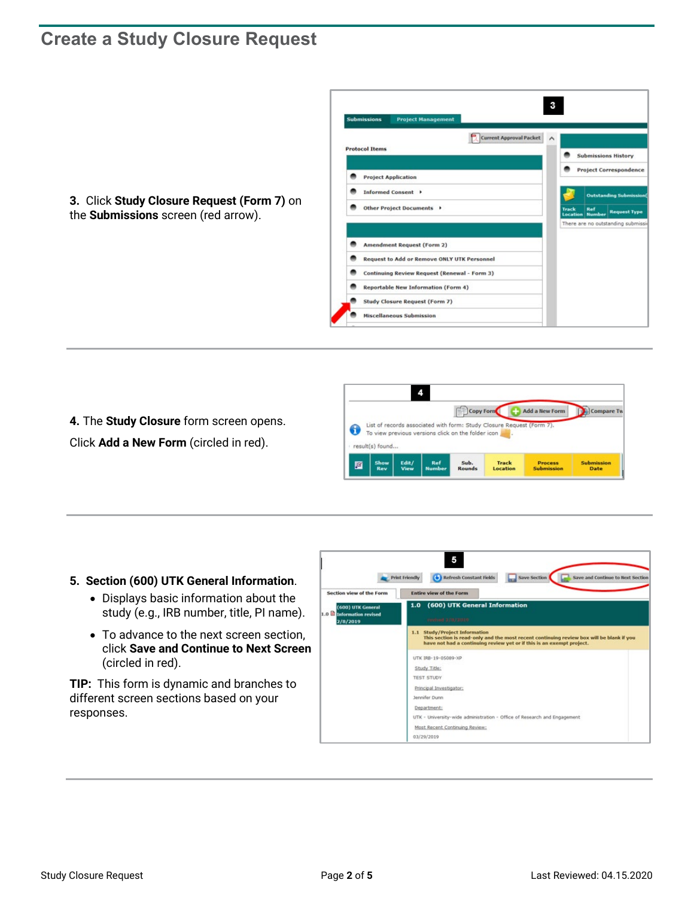## Create a Study Closure Request

**3.** Click **Study Closure Request (Form 7)** on the **Submissions** screen (red arrow).

**4.** The **Study Closure** form screen opens.

Click **Add a New Form** (circled in red).

**5. Section (600) UTK General Information**.

- Displays basic information about the study (e.g., IRB number, title, PI name).
- To advance to the next screen section, click **Save and Continue to Next Screen** (circled in red).

**TIP:** This form is dynamic and branches to different screen sections based on your responses.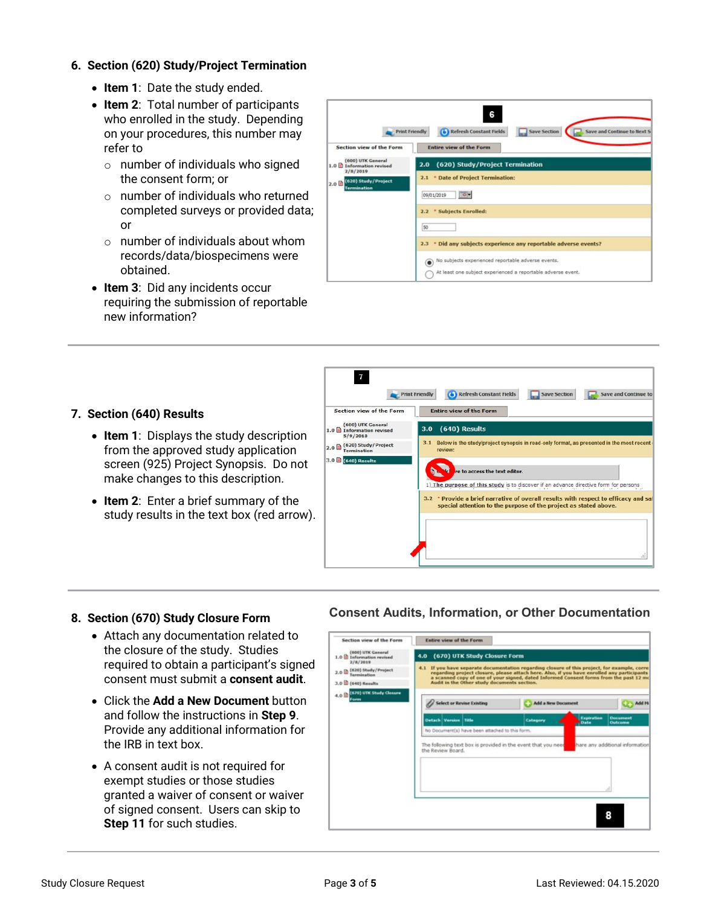## 6. Section (620) Study/Project Termination

- **Item 1**: Date the study ended.
- **Item 2**: Total number of participants who enrolled in the study. Depending on your procedures, this number may refer to
  - number of individuals who signed the consent form; or
  - number of individuals who returned completed surveys or provided data; or
  - number of individuals about whom records/data/biospecimens were obtained.
- **Item 3**: Did any incidents occur requiring the submission of reportable new information?

## 7. Section (640) Results

- **Item 1**: Displays the study description from the approved study application screen (925) Project Synopsis. Do not make changes to this description.
- **Item 2**: Enter a brief summary of the study results in the text box (red arrow).

## 8. Section (670) Study Closure Form

**Consent Audits, Information, or Other Documentation**

- Attach any documentation related to the closure of the study. Studies required to obtain a participant's signed consent must submit a **consent audit**.
- Click the **Add a New Document** button and follow the instructions in **Step 9**. Provide any additional information for the IRB in text box.
- A consent audit is not required for exempt studies or those studies granted a waiver of consent or waiver of signed consent. Users can skip to **Step 11** for such studies.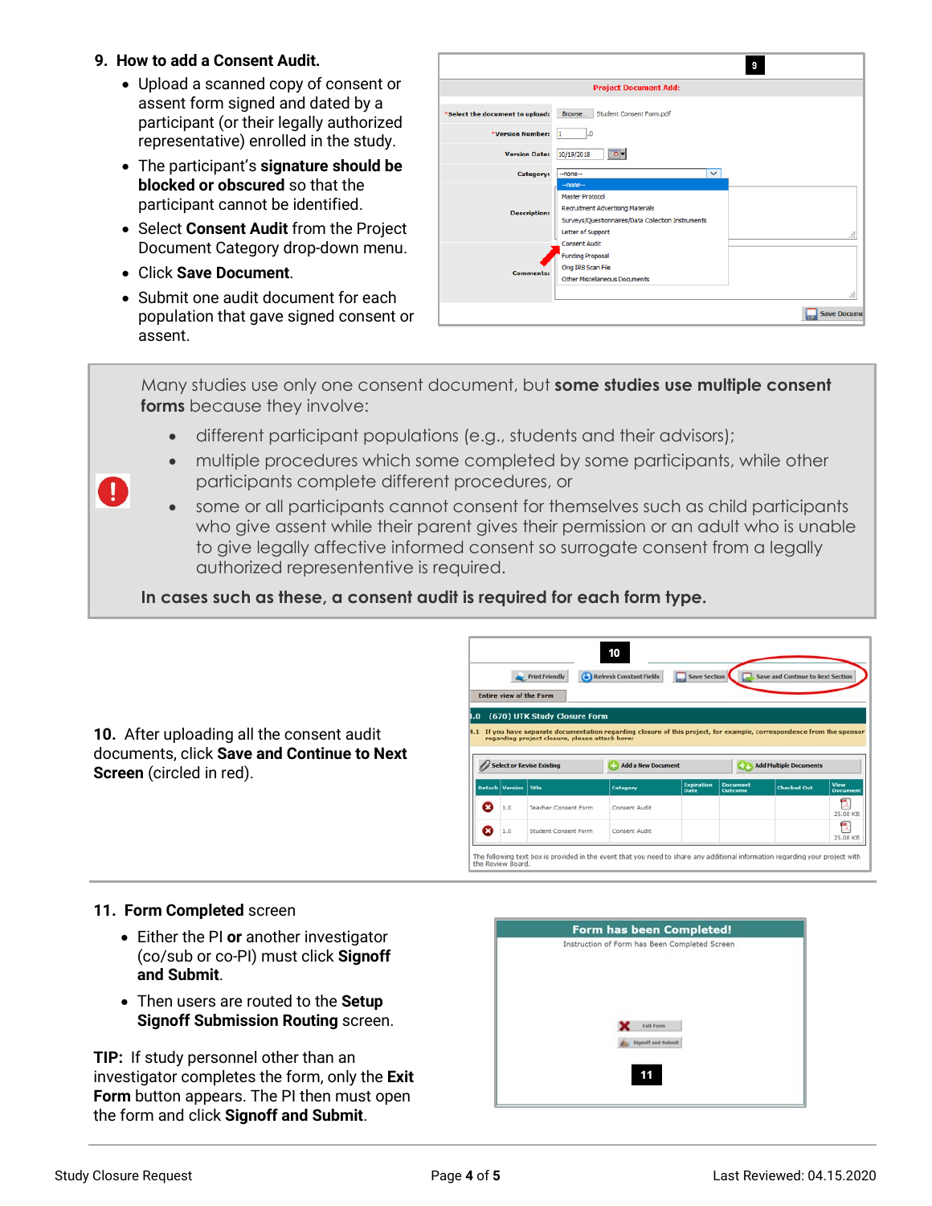## 9. How to add a Consent Audit.

- Upload a scanned copy of consent or assent form signed and dated by a participant (or their legally authorized representative) enrolled in the study.
- The participant's **signature should be blocked or obscured** so that the participant cannot be identified.
- Select **Consent Audit** from the Project Document Category drop-down menu.
- Click **Save Document**.
- Submit one audit document for each population that gave signed consent or assent.

Many studies use only one consent document, but **some studies use multiple consent forms** because they involve:

- different participant populations (e.g., students and their advisors);
- multiple procedures which some completed by some participants, while other participants complete different procedures, or
- some or all participants cannot consent for themselves such as child participants who give assent while their parent gives their permission or an adult who is unable to give legally affective informed consent so surrogate consent from a legally authorized represententive is required.

**In cases such as these, a consent audit is required for each form type.**

**10.** After uploading all the consent audit documents, click **Save and Continue to Next Screen** (circled in red).

## 11. **Form Completed** screen

- Either the PI **or** another investigator (co/sub or co-PI) must click **Signoff and Submit**.
- Then users are routed to the **Setup Signoff Submission Routing** screen.

**TIP:** If study personnel other than an investigator completes the form, only the **Exit Form** button appears. The PI then must open the form and click **Signoff and Submit**.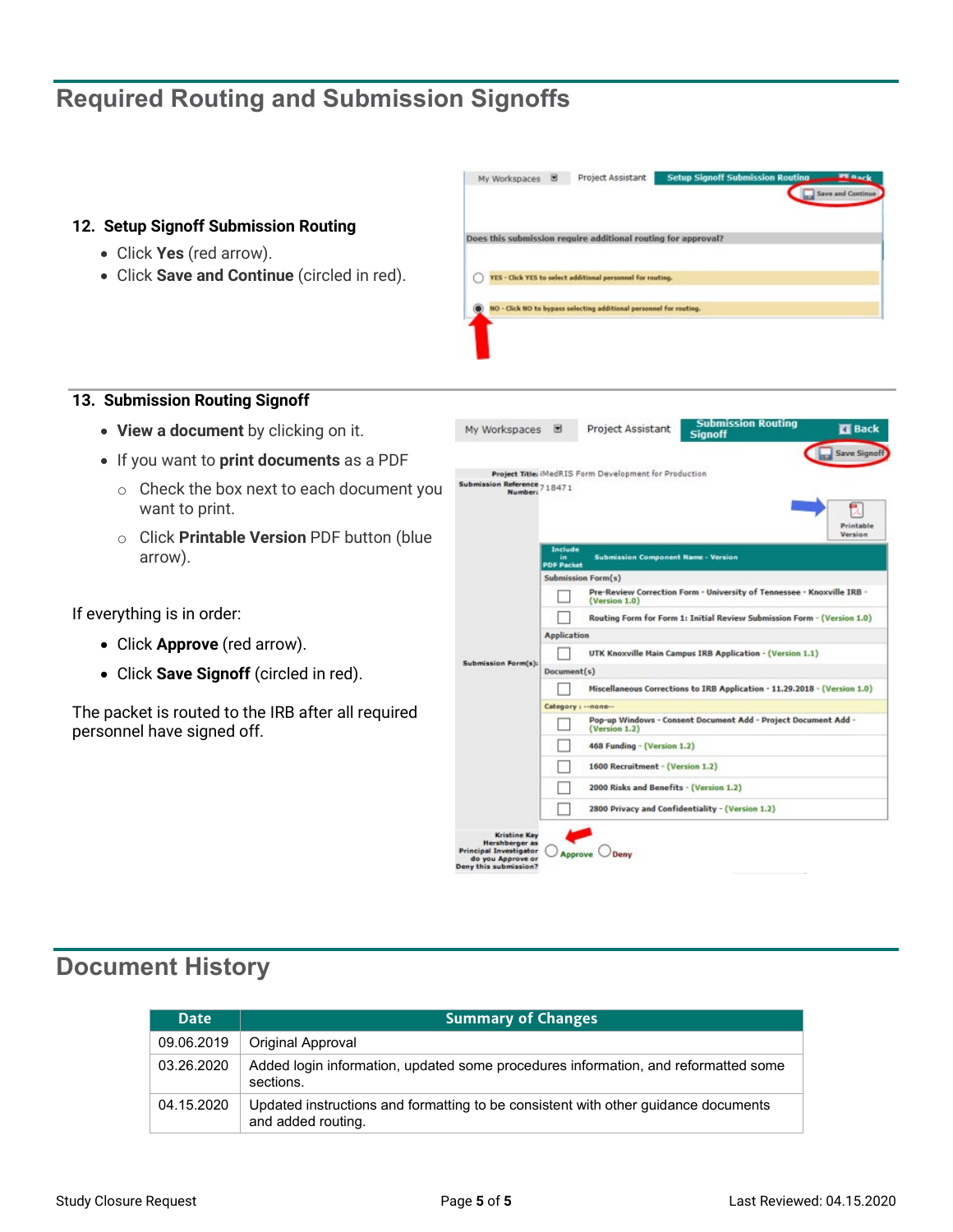## Required Routing and Submission Signoffs

**12. Setup Signoff Submission Routing**

- Click **Yes** (red arrow).
- Click **Save and Continue** (circled in red).

**13. Submission Routing Signoff**

- **View a document** by clicking on it.
- If you want to **print documents** as a PDF
  - Check the box next to each document you want to print.
  - Click **Printable Version** PDF button (blue arrow).

If everything is in order:

- Click **Approve** (red arrow).
- Click **Save Signoff** (circled in red).

The packet is routed to the IRB after all required personnel have signed off.

## Document History

| Date | Summary of Changes |
|---|---|
| 09.06.2019 | Original Approval |
| 03.26.2020 | Added login information, updated some procedures information, and reformatted some sections. |
| 04.15.2020 | Updated instructions and formatting to be consistent with other guidance documents and added routing. |